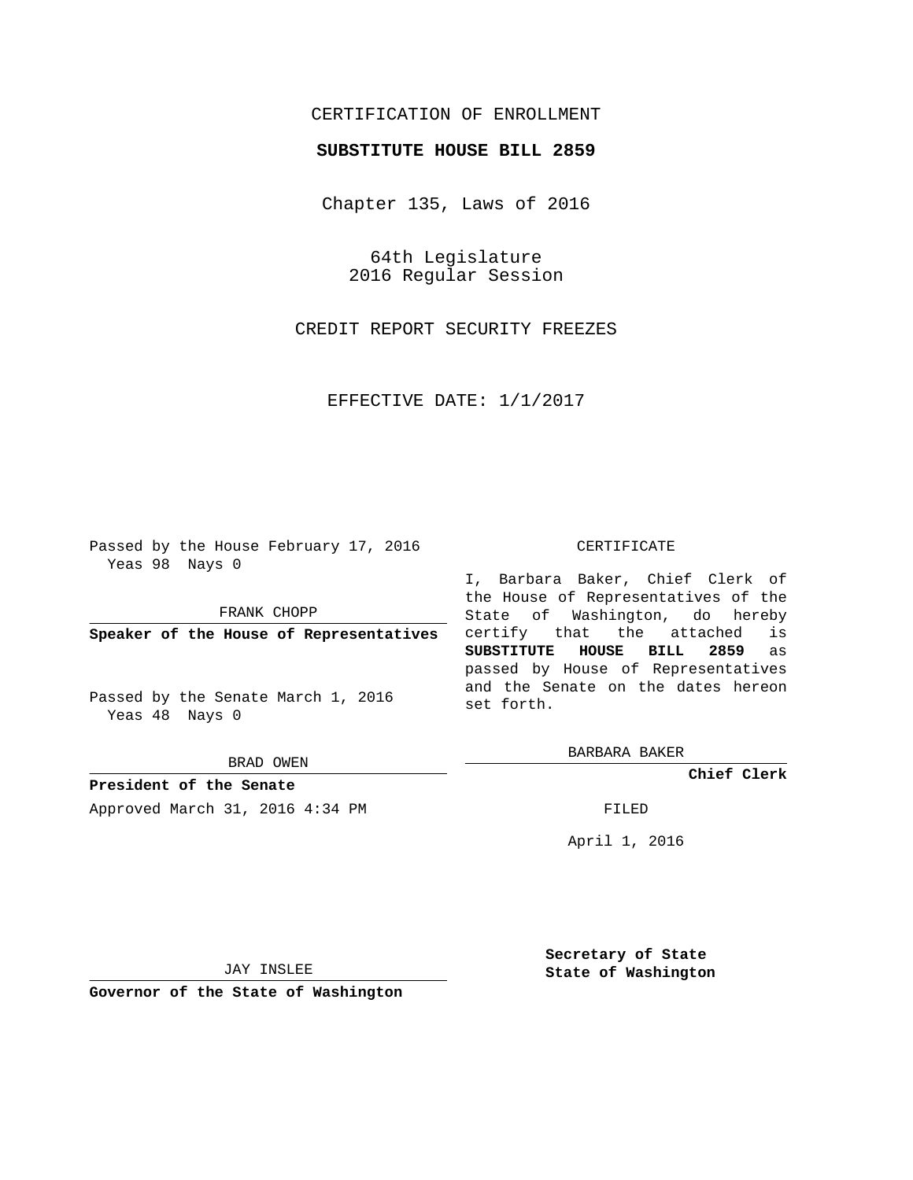CERTIFICATION OF ENROLLMENT

**SUBSTITUTE HOUSE BILL 2859**

Chapter 135, Laws of 2016

64th Legislature
2016 Regular Session

CREDIT REPORT SECURITY FREEZES

EFFECTIVE DATE: 1/1/2017

Passed by the House February 17, 2016
Yeas 98 Nays 0

FRANK CHOPP

**Speaker of the House of Representatives**

Passed by the Senate March 1, 2016
Yeas 48 Nays 0

BRAD OWEN

**President of the Senate**

Approved March 31, 2016 4:34 PM

JAY INSLEE

**Governor of the State of Washington**

CERTIFICATE

I, Barbara Baker, Chief Clerk of the House of Representatives of the State of Washington, do hereby certify that the attached is **SUBSTITUTE HOUSE BILL 2859** as passed by House of Representatives and the Senate on the dates hereon set forth.

BARBARA BAKER

**Chief Clerk**

FILED

April 1, 2016

**Secretary of State**
**State of Washington**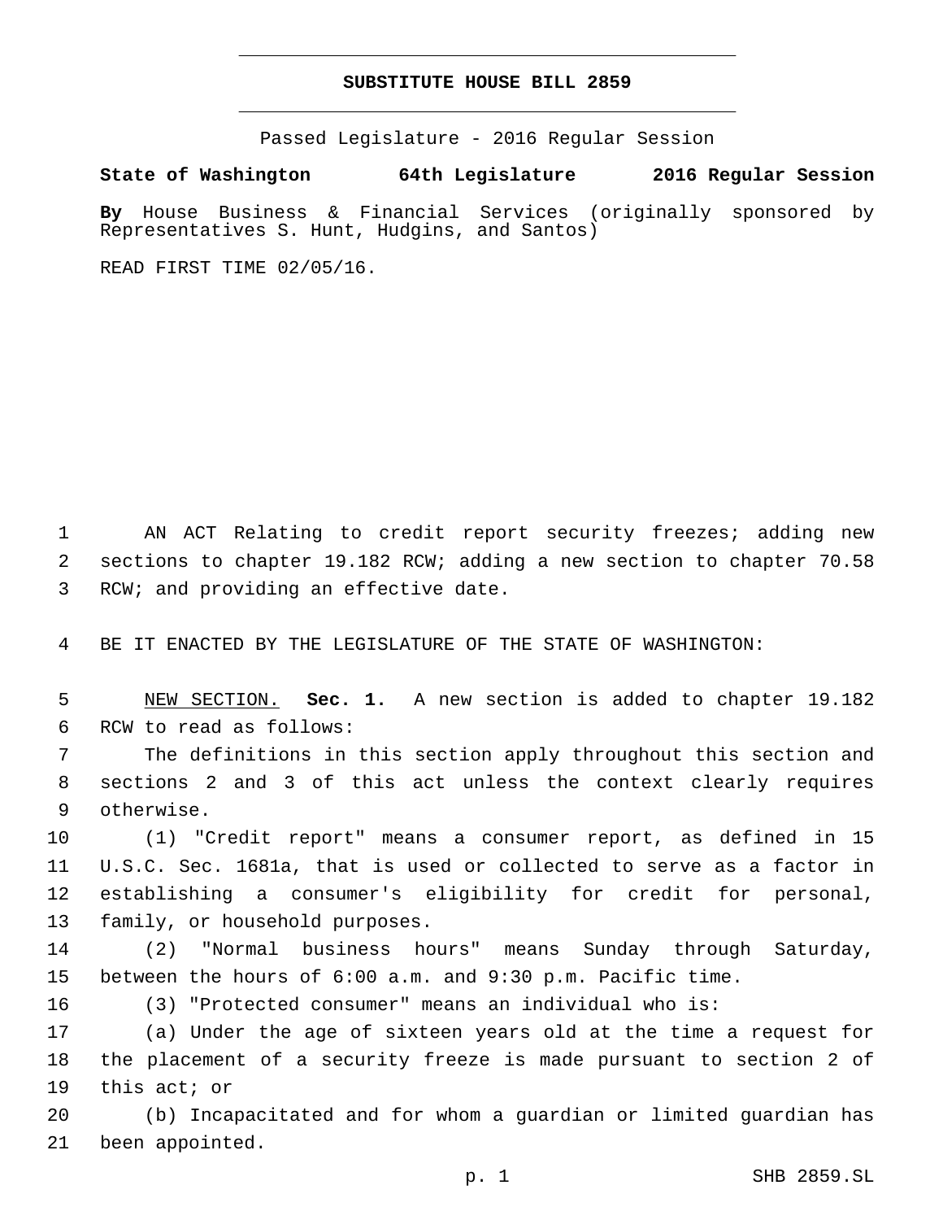# SUBSTITUTE HOUSE BILL 2859

Passed Legislature - 2016 Regular Session

**State of Washington 64th Legislature 2016 Regular Session**

**By** House Business & Financial Services (originally sponsored by Representatives S. Hunt, Hudgins, and Santos)

READ FIRST TIME 02/05/16.

1 AN ACT Relating to credit report security freezes; adding new
2 sections to chapter 19.182 RCW; adding a new section to chapter 70.58
3 RCW; and providing an effective date.

4 BE IT ENACTED BY THE LEGISLATURE OF THE STATE OF WASHINGTON:

5 NEW SECTION. **Sec. 1.** A new section is added to chapter 19.182
6 RCW to read as follows:

7 The definitions in this section apply throughout this section and
8 sections 2 and 3 of this act unless the context clearly requires
9 otherwise.

10 (1) "Credit report" means a consumer report, as defined in 15
11 U.S.C. Sec. 1681a, that is used or collected to serve as a factor in
12 establishing a consumer's eligibility for credit for personal,
13 family, or household purposes.

14 (2) "Normal business hours" means Sunday through Saturday,
15 between the hours of 6:00 a.m. and 9:30 p.m. Pacific time.

16 (3) "Protected consumer" means an individual who is:

17 (a) Under the age of sixteen years old at the time a request for
18 the placement of a security freeze is made pursuant to section 2 of
19 this act; or

20 (b) Incapacitated and for whom a guardian or limited guardian has
21 been appointed.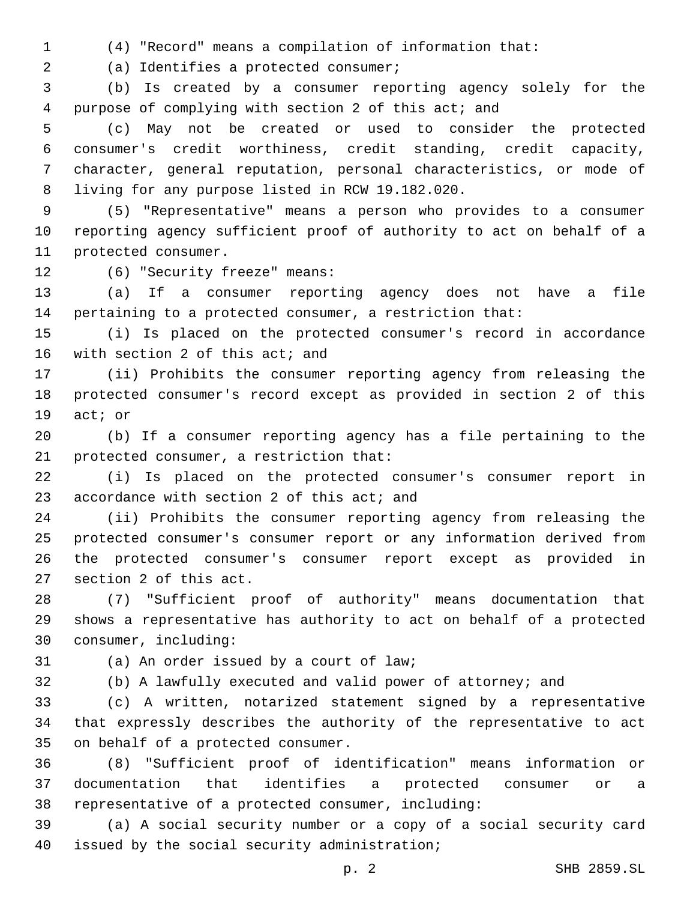(4) "Record" means a compilation of information that:

(a) Identifies a protected consumer;

(b) Is created by a consumer reporting agency solely for the purpose of complying with section 2 of this act; and

(c) May not be created or used to consider the protected consumer's credit worthiness, credit standing, credit capacity, character, general reputation, personal characteristics, or mode of living for any purpose listed in RCW 19.182.020.

(5) "Representative" means a person who provides to a consumer reporting agency sufficient proof of authority to act on behalf of a protected consumer.

(6) "Security freeze" means:

(a) If a consumer reporting agency does not have a file pertaining to a protected consumer, a restriction that:

(i) Is placed on the protected consumer's record in accordance with section 2 of this act; and

(ii) Prohibits the consumer reporting agency from releasing the protected consumer's record except as provided in section 2 of this act; or

(b) If a consumer reporting agency has a file pertaining to the protected consumer, a restriction that:

(i) Is placed on the protected consumer's consumer report in accordance with section 2 of this act; and

(ii) Prohibits the consumer reporting agency from releasing the protected consumer's consumer report or any information derived from the protected consumer's consumer report except as provided in section 2 of this act.

(7) "Sufficient proof of authority" means documentation that shows a representative has authority to act on behalf of a protected consumer, including:

(a) An order issued by a court of law;

(b) A lawfully executed and valid power of attorney; and

(c) A written, notarized statement signed by a representative that expressly describes the authority of the representative to act on behalf of a protected consumer.

(8) "Sufficient proof of identification" means information or documentation that identifies a protected consumer or a representative of a protected consumer, including:

(a) A social security number or a copy of a social security card issued by the social security administration;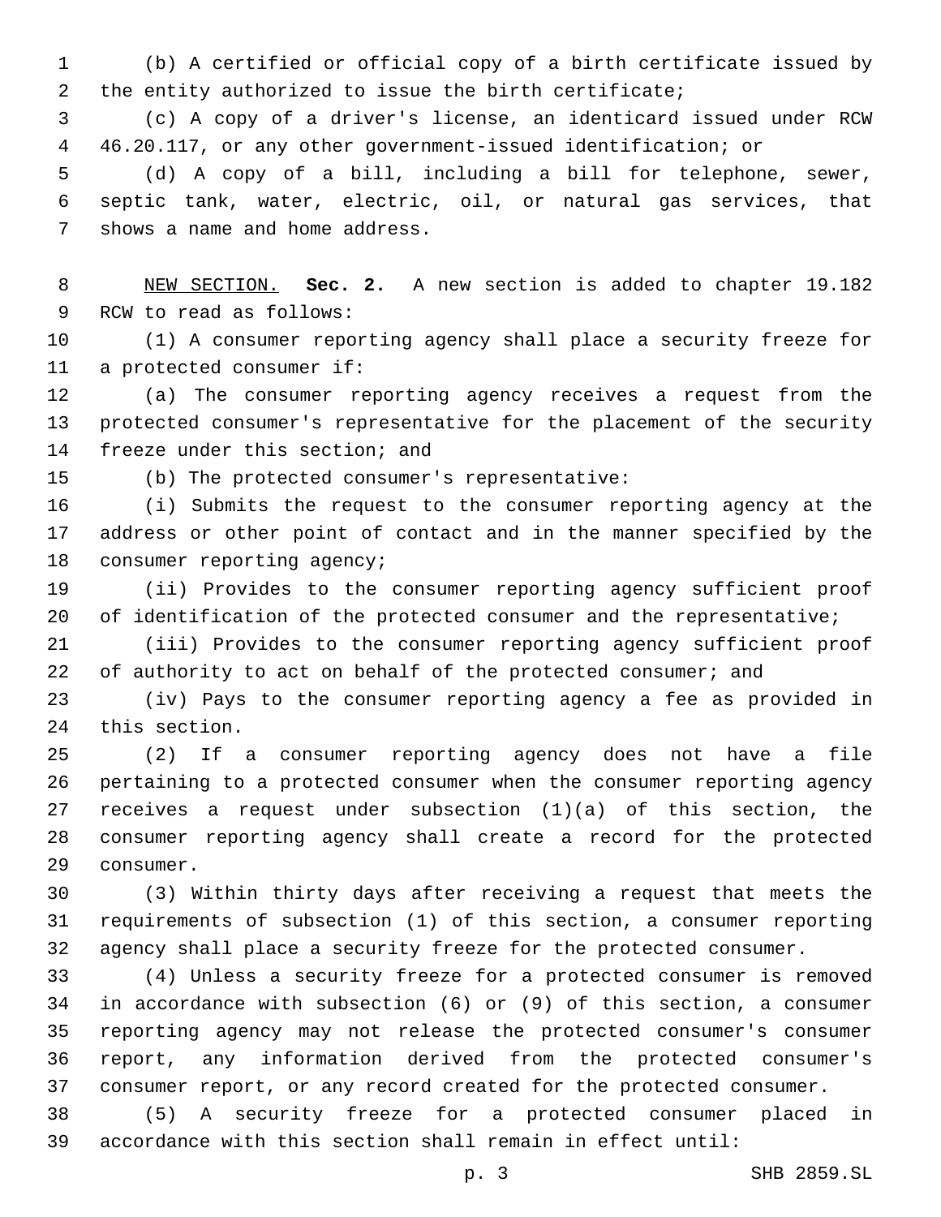(b) A certified or official copy of a birth certificate issued by the entity authorized to issue the birth certificate;

(c) A copy of a driver's license, an identicard issued under RCW 46.20.117, or any other government-issued identification; or

(d) A copy of a bill, including a bill for telephone, sewer, septic tank, water, electric, oil, or natural gas services, that shows a name and home address.

NEW SECTION. **Sec. 2.** A new section is added to chapter 19.182 RCW to read as follows:

(1) A consumer reporting agency shall place a security freeze for a protected consumer if:

(a) The consumer reporting agency receives a request from the protected consumer's representative for the placement of the security freeze under this section; and

(b) The protected consumer's representative:

(i) Submits the request to the consumer reporting agency at the address or other point of contact and in the manner specified by the consumer reporting agency;

(ii) Provides to the consumer reporting agency sufficient proof of identification of the protected consumer and the representative;

(iii) Provides to the consumer reporting agency sufficient proof of authority to act on behalf of the protected consumer; and

(iv) Pays to the consumer reporting agency a fee as provided in this section.

(2) If a consumer reporting agency does not have a file pertaining to a protected consumer when the consumer reporting agency receives a request under subsection (1)(a) of this section, the consumer reporting agency shall create a record for the protected consumer.

(3) Within thirty days after receiving a request that meets the requirements of subsection (1) of this section, a consumer reporting agency shall place a security freeze for the protected consumer.

(4) Unless a security freeze for a protected consumer is removed in accordance with subsection (6) or (9) of this section, a consumer reporting agency may not release the protected consumer's consumer report, any information derived from the protected consumer's consumer report, or any record created for the protected consumer.

(5) A security freeze for a protected consumer placed in accordance with this section shall remain in effect until: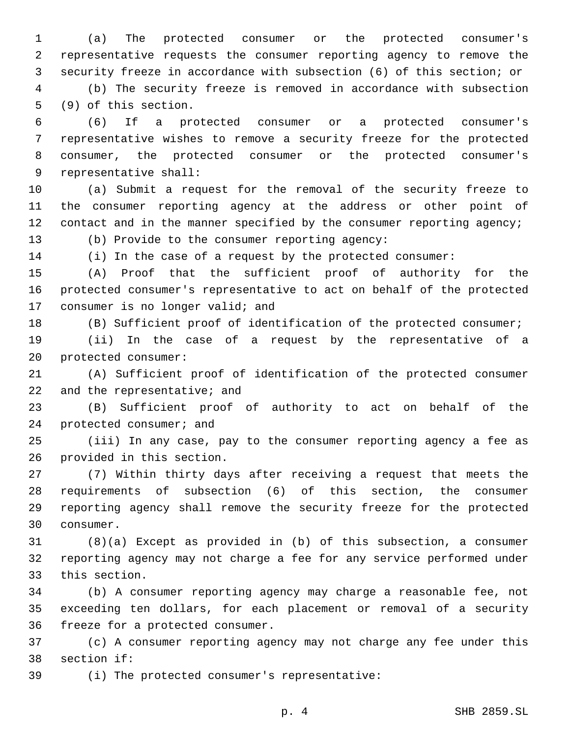(a) The protected consumer or the protected consumer's representative requests the consumer reporting agency to remove the security freeze in accordance with subsection (6) of this section; or

(b) The security freeze is removed in accordance with subsection (9) of this section.

(6) If a protected consumer or a protected consumer's representative wishes to remove a security freeze for the protected consumer, the protected consumer or the protected consumer's representative shall:

(a) Submit a request for the removal of the security freeze to the consumer reporting agency at the address or other point of contact and in the manner specified by the consumer reporting agency;

(b) Provide to the consumer reporting agency:

(i) In the case of a request by the protected consumer:

(A) Proof that the sufficient proof of authority for the protected consumer's representative to act on behalf of the protected consumer is no longer valid; and

(B) Sufficient proof of identification of the protected consumer;

(ii) In the case of a request by the representative of a protected consumer:

(A) Sufficient proof of identification of the protected consumer and the representative; and

(B) Sufficient proof of authority to act on behalf of the protected consumer; and

(iii) In any case, pay to the consumer reporting agency a fee as provided in this section.

(7) Within thirty days after receiving a request that meets the requirements of subsection (6) of this section, the consumer reporting agency shall remove the security freeze for the protected consumer.

(8)(a) Except as provided in (b) of this subsection, a consumer reporting agency may not charge a fee for any service performed under this section.

(b) A consumer reporting agency may charge a reasonable fee, not exceeding ten dollars, for each placement or removal of a security freeze for a protected consumer.

(c) A consumer reporting agency may not charge any fee under this section if:

(i) The protected consumer's representative: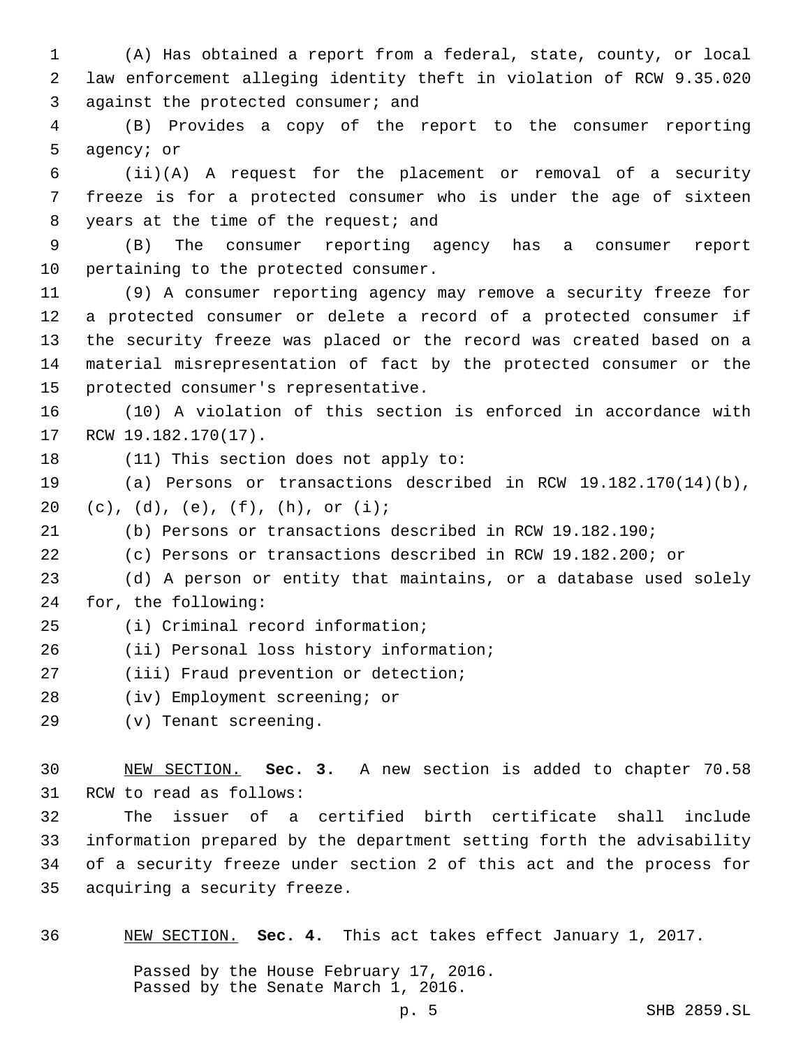(A) Has obtained a report from a federal, state, county, or local law enforcement alleging identity theft in violation of RCW 9.35.020 against the protected consumer; and

(B) Provides a copy of the report to the consumer reporting agency; or

(ii)(A) A request for the placement or removal of a security freeze is for a protected consumer who is under the age of sixteen years at the time of the request; and

(B) The consumer reporting agency has a consumer report pertaining to the protected consumer.

(9) A consumer reporting agency may remove a security freeze for a protected consumer or delete a record of a protected consumer if the security freeze was placed or the record was created based on a material misrepresentation of fact by the protected consumer or the protected consumer's representative.

(10) A violation of this section is enforced in accordance with RCW 19.182.170(17).

(11) This section does not apply to:

(a) Persons or transactions described in RCW 19.182.170(14)(b), (c), (d), (e), (f), (h), or (i);

(b) Persons or transactions described in RCW 19.182.190;

(c) Persons or transactions described in RCW 19.182.200; or

(d) A person or entity that maintains, or a database used solely for, the following:

(i) Criminal record information;

(ii) Personal loss history information;

(iii) Fraud prevention or detection;

(iv) Employment screening; or

(v) Tenant screening.

NEW SECTION. **Sec. 3.** A new section is added to chapter 70.58 RCW to read as follows:

The issuer of a certified birth certificate shall include information prepared by the department setting forth the advisability of a security freeze under section 2 of this act and the process for acquiring a security freeze.

NEW SECTION. **Sec. 4.** This act takes effect January 1, 2017.

Passed by the House February 17, 2016.
Passed by the Senate March 1, 2016.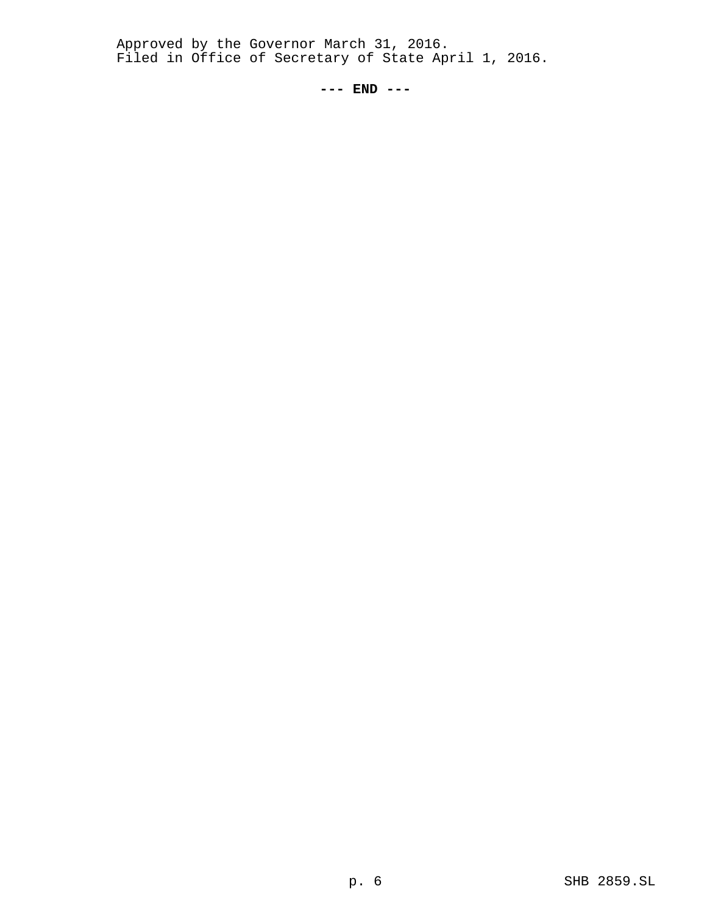Approved by the Governor March 31, 2016.
Filed in Office of Secretary of State April 1, 2016.

**--- END ---**